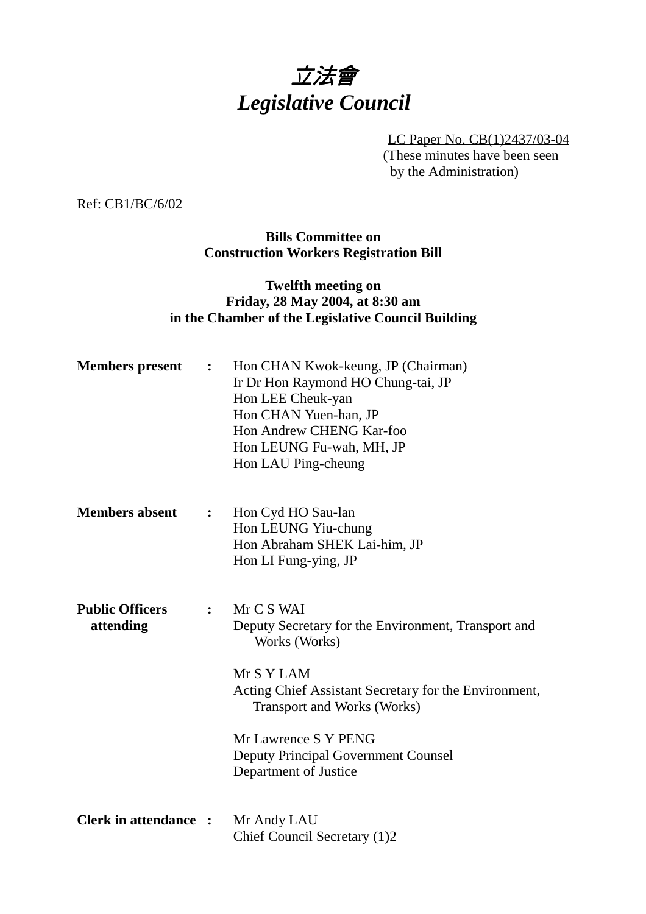# *立法會*
# *Legislative Council*

LC Paper No. CB(1)2437/03-04
(These minutes have been seen by the Administration)

Ref: CB1/BC/6/02

**Bills Committee on**
**Construction Workers Registration Bill**

**Twelfth meeting on**
**Friday, 28 May 2004, at 8:30 am**
**in the Chamber of the Legislative Council Building**

| | | |
|---|---|---|
| **Members present** | **:** | Hon CHAN Kwok-keung, JP (Chairman)<br>Ir Dr Hon Raymond HO Chung-tai, JP<br>Hon LEE Cheuk-yan<br>Hon CHAN Yuen-han, JP<br>Hon Andrew CHENG Kar-foo<br>Hon LEUNG Fu-wah, MH, JP<br>Hon LAU Ping-cheung |
| **Members absent** | **:** | Hon Cyd HO Sau-lan<br>Hon LEUNG Yiu-chung<br>Hon Abraham SHEK Lai-him, JP<br>Hon LI Fung-ying, JP |
| **Public Officers attending** | **:** | Mr C S WAI<br>Deputy Secretary for the Environment, Transport and Works (Works)<br><br>Mr S Y LAM<br>Acting Chief Assistant Secretary for the Environment, Transport and Works (Works)<br><br>Mr Lawrence S Y PENG<br>Deputy Principal Government Counsel<br>Department of Justice |
| **Clerk in attendance** | **:** | Mr Andy LAU<br>Chief Council Secretary (1)2 |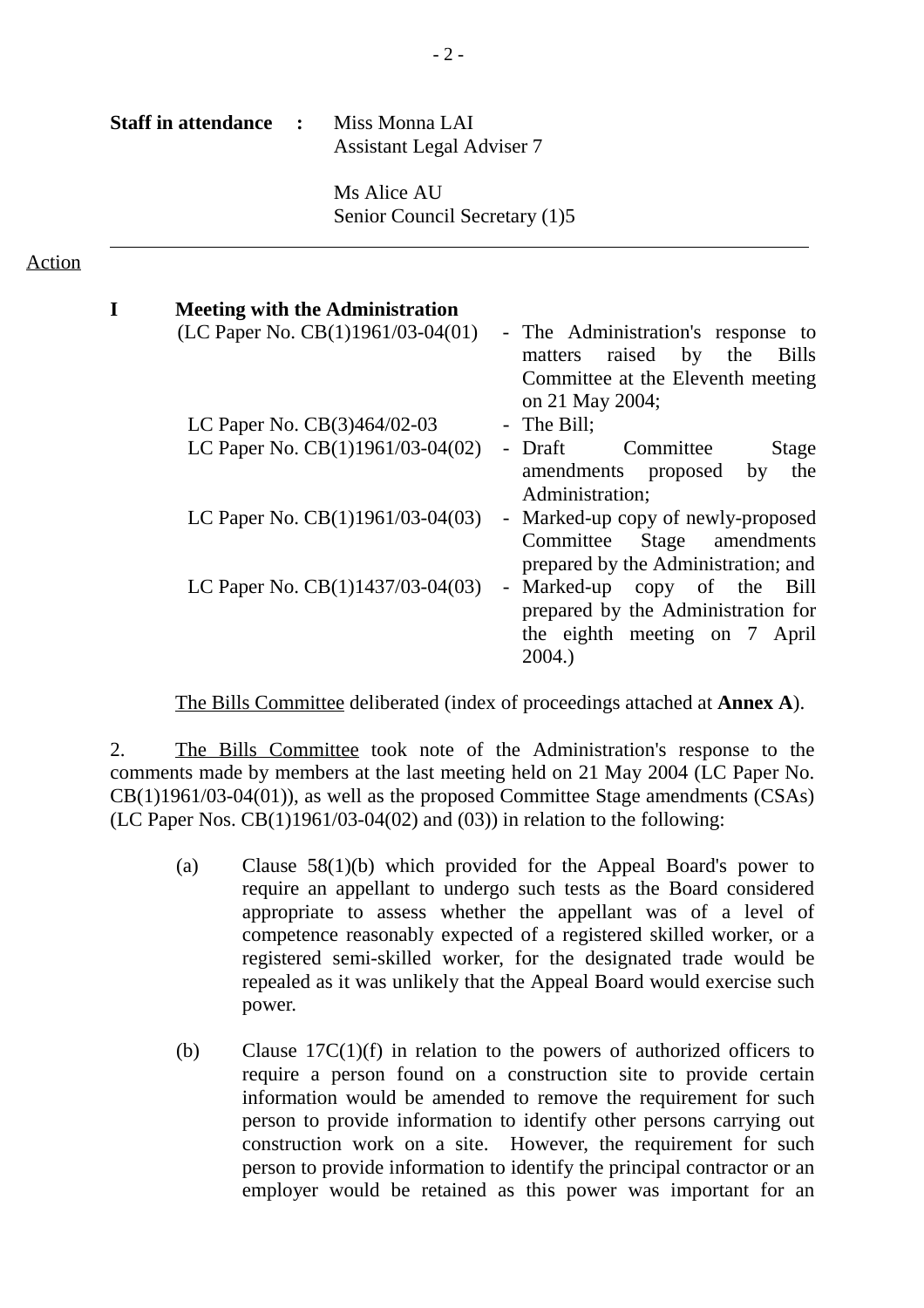**Staff in attendance :** Miss Monna LAI
Assistant Legal Adviser 7

Ms Alice AU
Senior Council Secretary (1)5

---

Action

**I Meeting with the Administration**

| | |
|---|---|
| (LC Paper No. CB(1)1961/03-04(01) | - The Administration's response to matters raised by the Bills Committee at the Eleventh meeting on 21 May 2004; |
| LC Paper No. CB(3)464/02-03 | - The Bill; |
| LC Paper No. CB(1)1961/03-04(02) | - Draft Committee Stage amendments proposed by the Administration; |
| LC Paper No. CB(1)1961/03-04(03) | - Marked-up copy of newly-proposed Committee Stage amendments prepared by the Administration; and |
| LC Paper No. CB(1)1437/03-04(03) | - Marked-up copy of the Bill prepared by the Administration for the eighth meeting on 7 April 2004.) |

The Bills Committee deliberated (index of proceedings attached at **Annex A**).

2. The Bills Committee took note of the Administration's response to the comments made by members at the last meeting held on 21 May 2004 (LC Paper No. CB(1)1961/03-04(01)), as well as the proposed Committee Stage amendments (CSAs) (LC Paper Nos. CB(1)1961/03-04(02) and (03)) in relation to the following:

(a) Clause 58(1)(b) which provided for the Appeal Board's power to require an appellant to undergo such tests as the Board considered appropriate to assess whether the appellant was of a level of competence reasonably expected of a registered skilled worker, or a registered semi-skilled worker, for the designated trade would be repealed as it was unlikely that the Appeal Board would exercise such power.

(b) Clause 17C(1)(f) in relation to the powers of authorized officers to require a person found on a construction site to provide certain information would be amended to remove the requirement for such person to provide information to identify other persons carrying out construction work on a site. However, the requirement for such person to provide information to identify the principal contractor or an employer would be retained as this power was important for an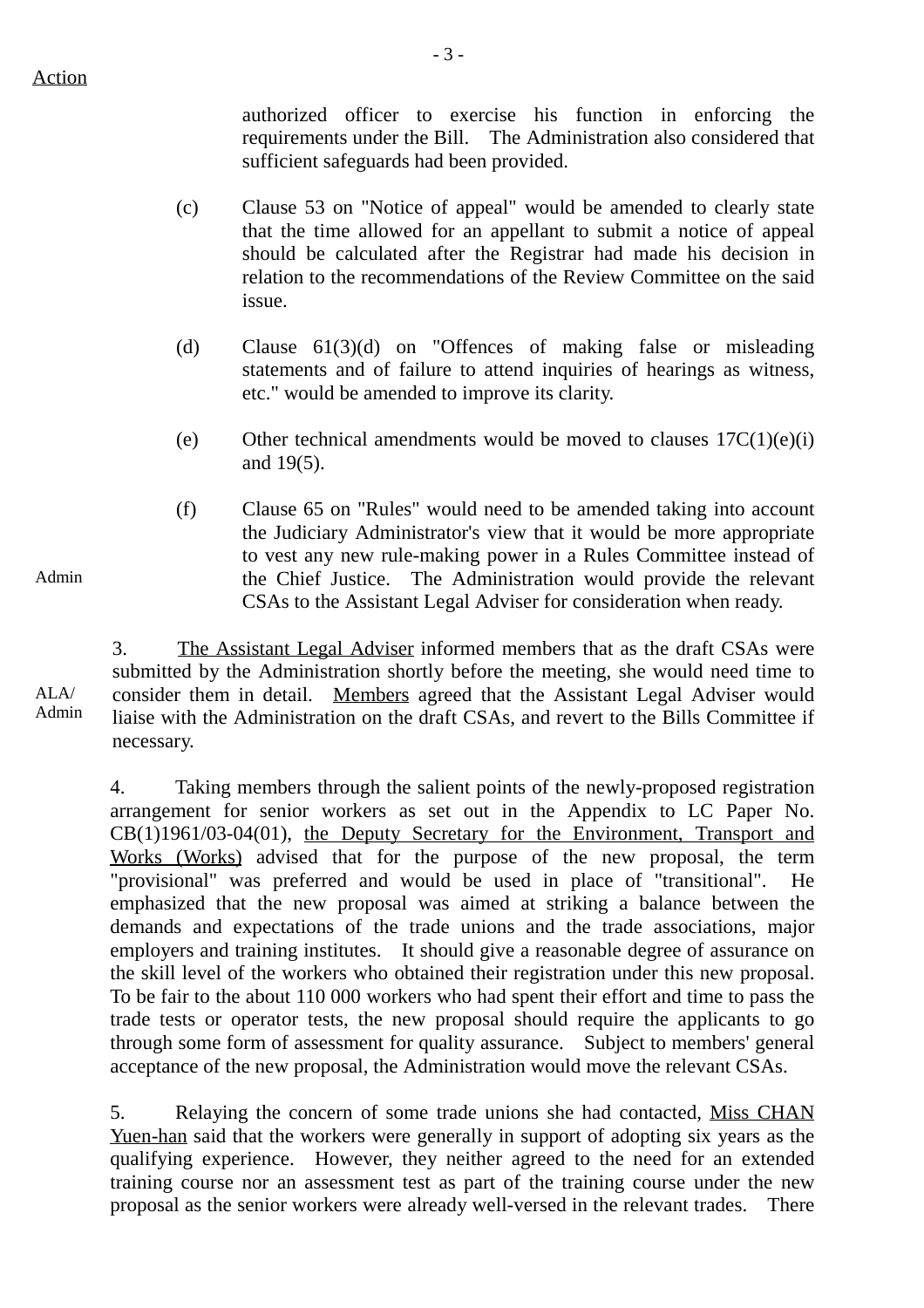Action

authorized officer to exercise his function in enforcing the requirements under the Bill. The Administration also considered that sufficient safeguards had been provided.

(c) Clause 53 on "Notice of appeal" would be amended to clearly state that the time allowed for an appellant to submit a notice of appeal should be calculated after the Registrar had made his decision in relation to the recommendations of the Review Committee on the said issue.

(d) Clause 61(3)(d) on "Offences of making false or misleading statements and of failure to attend inquiries of hearings as witness, etc." would be amended to improve its clarity.

(e) Other technical amendments would be moved to clauses 17C(1)(e)(i) and 19(5).

Admin

(f) Clause 65 on "Rules" would need to be amended taking into account the Judiciary Administrator's view that it would be more appropriate to vest any new rule-making power in a Rules Committee instead of the Chief Justice. The Administration would provide the relevant CSAs to the Assistant Legal Adviser for consideration when ready.

ALA/ Admin

3. The Assistant Legal Adviser informed members that as the draft CSAs were submitted by the Administration shortly before the meeting, she would need time to consider them in detail. Members agreed that the Assistant Legal Adviser would liaise with the Administration on the draft CSAs, and revert to the Bills Committee if necessary.

4. Taking members through the salient points of the newly-proposed registration arrangement for senior workers as set out in the Appendix to LC Paper No. CB(1)1961/03-04(01), the Deputy Secretary for the Environment, Transport and Works (Works) advised that for the purpose of the new proposal, the term "provisional" was preferred and would be used in place of "transitional". He emphasized that the new proposal was aimed at striking a balance between the demands and expectations of the trade unions and the trade associations, major employers and training institutes. It should give a reasonable degree of assurance on the skill level of the workers who obtained their registration under this new proposal. To be fair to the about 110 000 workers who had spent their effort and time to pass the trade tests or operator tests, the new proposal should require the applicants to go through some form of assessment for quality assurance. Subject to members' general acceptance of the new proposal, the Administration would move the relevant CSAs.

5. Relaying the concern of some trade unions she had contacted, Miss CHAN Yuen-han said that the workers were generally in support of adopting six years as the qualifying experience. However, they neither agreed to the need for an extended training course nor an assessment test as part of the training course under the new proposal as the senior workers were already well-versed in the relevant trades. There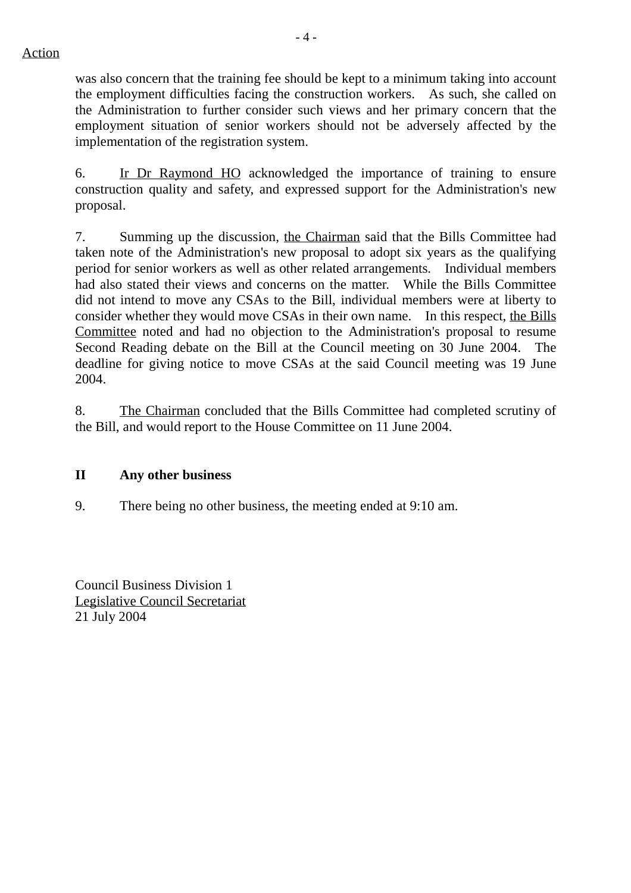Action

was also concern that the training fee should be kept to a minimum taking into account the employment difficulties facing the construction workers. As such, she called on the Administration to further consider such views and her primary concern that the employment situation of senior workers should not be adversely affected by the implementation of the registration system.

6. Ir Dr Raymond HO acknowledged the importance of training to ensure construction quality and safety, and expressed support for the Administration's new proposal.

7. Summing up the discussion, the Chairman said that the Bills Committee had taken note of the Administration's new proposal to adopt six years as the qualifying period for senior workers as well as other related arrangements. Individual members had also stated their views and concerns on the matter. While the Bills Committee did not intend to move any CSAs to the Bill, individual members were at liberty to consider whether they would move CSAs in their own name. In this respect, the Bills Committee noted and had no objection to the Administration's proposal to resume Second Reading debate on the Bill at the Council meeting on 30 June 2004. The deadline for giving notice to move CSAs at the said Council meeting was 19 June 2004.

8. The Chairman concluded that the Bills Committee had completed scrutiny of the Bill, and would report to the House Committee on 11 June 2004.

**II Any other business**

9. There being no other business, the meeting ended at 9:10 am.

Council Business Division 1
Legislative Council Secretariat
21 July 2004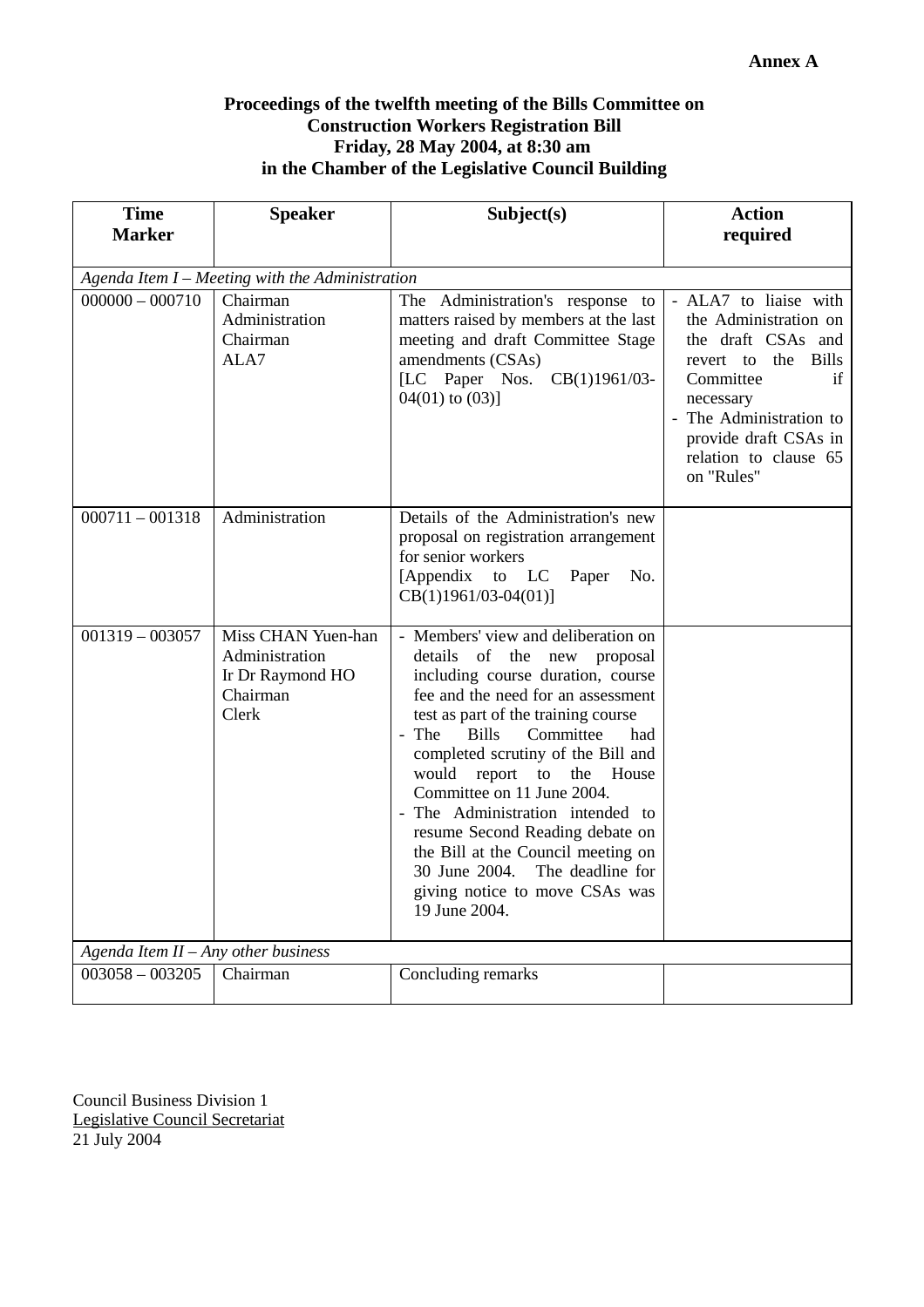**Annex A**

**Proceedings of the twelfth meeting of the Bills Committee on Construction Workers Registration Bill Friday, 28 May 2004, at 8:30 am in the Chamber of the Legislative Council Building**

| Time Marker | Speaker | Subject(s) | Action required |
|---|---|---|---|
| *Agenda Item I – Meeting with the Administration* | | | |
| 000000 – 000710 | Chairman<br>Administration<br>Chairman<br>ALA7 | The Administration's response to matters raised by members at the last meeting and draft Committee Stage amendments (CSAs)<br>[LC Paper Nos. CB(1)1961/03-04(01) to (03)] | - ALA7 to liaise with the Administration on the draft CSAs and revert to the Bills Committee if necessary<br>- The Administration to provide draft CSAs in relation to clause 65 on "Rules" |
| 000711 – 001318 | Administration | Details of the Administration's new proposal on registration arrangement for senior workers<br>[Appendix to LC Paper No. CB(1)1961/03-04(01)] | |
| 001319 – 003057 | Miss CHAN Yuen-han<br>Administration<br>Ir Dr Raymond HO<br>Chairman<br>Clerk | - Members' view and deliberation on details of the new proposal including course duration, course fee and the need for an assessment test as part of the training course<br>- The Bills Committee had completed scrutiny of the Bill and would report to the House Committee on 11 June 2004.<br>- The Administration intended to resume Second Reading debate on the Bill at the Council meeting on 30 June 2004. The deadline for giving notice to move CSAs was 19 June 2004. | |
| *Agenda Item II – Any other business* | | | |
| 003058 – 003205 | Chairman | Concluding remarks | |

Council Business Division 1
Legislative Council Secretariat
21 July 2004